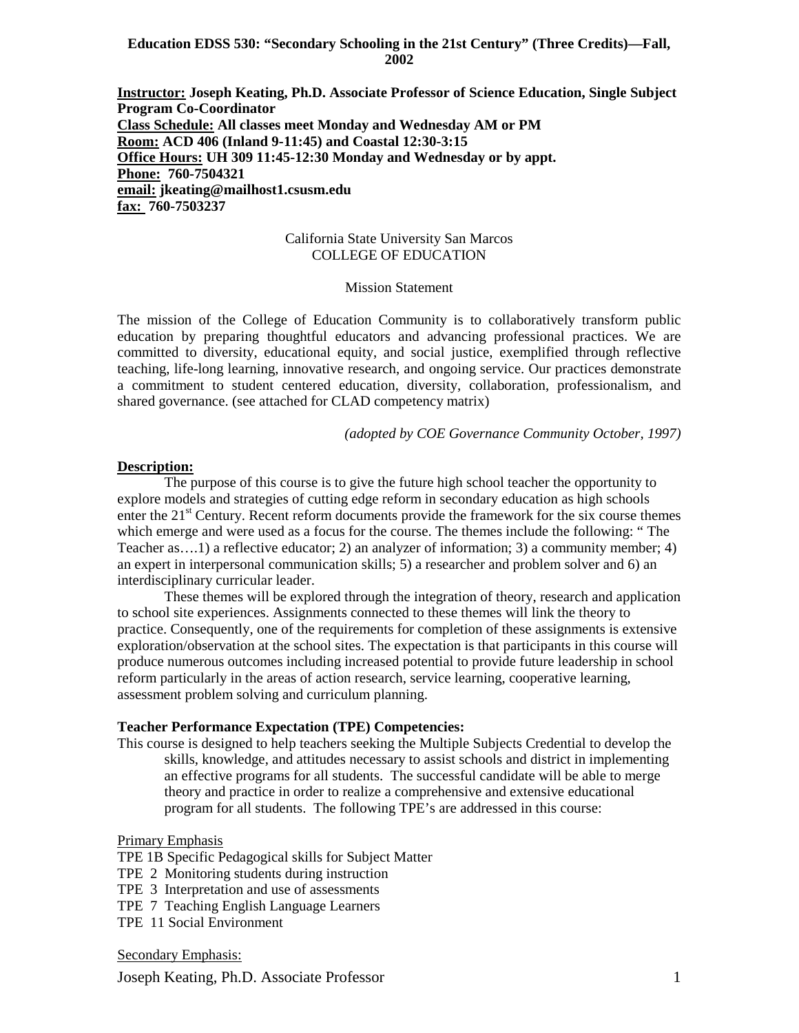**Education EDSS 530: "Secondary Schooling in the 21st Century" (Three Credits)—Fall, 2002**

**Instructor: Joseph Keating, Ph.D. Associate Professor of Science Education, Single Subject Program Co-Coordinator**
**Class Schedule: All classes meet Monday and Wednesday AM or PM**
**Room: ACD 406 (Inland 9-11:45) and Coastal 12:30-3:15**
**Office Hours: UH 309 11:45-12:30 Monday and Wednesday or by appt.**
**Phone: 760-7504321**
**email: jkeating@mailhost1.csusm.edu**
**fax: 760-7503237**

California State University San Marcos
COLLEGE OF EDUCATION

Mission Statement

The mission of the College of Education Community is to collaboratively transform public education by preparing thoughtful educators and advancing professional practices. We are committed to diversity, educational equity, and social justice, exemplified through reflective teaching, life-long learning, innovative research, and ongoing service. Our practices demonstrate a commitment to student centered education, diversity, collaboration, professionalism, and shared governance. (see attached for CLAD competency matrix)

*(adopted by COE Governance Community October, 1997)*

**Description:**

The purpose of this course is to give the future high school teacher the opportunity to explore models and strategies of cutting edge reform in secondary education as high schools enter the 21st Century. Recent reform documents provide the framework for the six course themes which emerge and were used as a focus for the course. The themes include the following: " The Teacher as….1) a reflective educator; 2) an analyzer of information; 3) a community member; 4) an expert in interpersonal communication skills; 5) a researcher and problem solver and 6) an interdisciplinary curricular leader.

These themes will be explored through the integration of theory, research and application to school site experiences. Assignments connected to these themes will link the theory to practice. Consequently, one of the requirements for completion of these assignments is extensive exploration/observation at the school sites. The expectation is that participants in this course will produce numerous outcomes including increased potential to provide future leadership in school reform particularly in the areas of action research, service learning, cooperative learning, assessment problem solving and curriculum planning.

**Teacher Performance Expectation (TPE) Competencies:**

This course is designed to help teachers seeking the Multiple Subjects Credential to develop the skills, knowledge, and attitudes necessary to assist schools and district in implementing an effective programs for all students. The successful candidate will be able to merge theory and practice in order to realize a comprehensive and extensive educational program for all students. The following TPE's are addressed in this course:

Primary Emphasis

TPE 1B Specific Pedagogical skills for Subject Matter
TPE 2 Monitoring students during instruction
TPE 3 Interpretation and use of assessments
TPE 7 Teaching English Language Learners
TPE 11 Social Environment

Secondary Emphasis: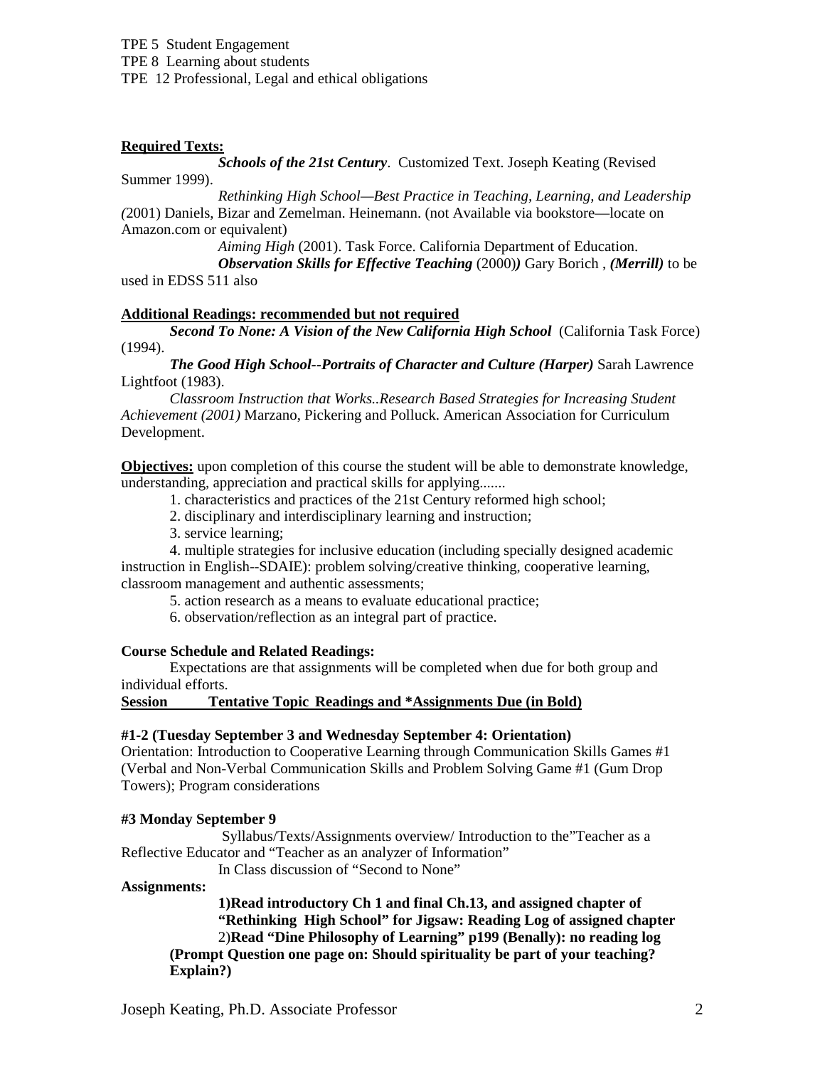TPE 5 Student Engagement

TPE 8 Learning about students

TPE 12 Professional, Legal and ethical obligations

**Required Texts:**

***Schools of the 21st Century***. Customized Text. Joseph Keating (Revised Summer 1999).

*Rethinking High School—Best Practice in Teaching, Learning, and Leadership (*2001) Daniels, Bizar and Zemelman. Heinemann. (not Available via bookstore—locate on Amazon.com or equivalent)

*Aiming High* (2001). Task Force. California Department of Education.

***Observation Skills for Effective Teaching*** (2000)***)*** Gary Borich , ***(Merrill)*** to be used in EDSS 511 also

**Additional Readings: recommended but not required**

***Second To None: A Vision of the New California High School*** (California Task Force) (1994).

***The Good High School--Portraits of Character and Culture (Harper)*** Sarah Lawrence Lightfoot (1983).

*Classroom Instruction that Works..Research Based Strategies for Increasing Student Achievement (2001)* Marzano, Pickering and Polluck. American Association for Curriculum Development.

**Objectives:** upon completion of this course the student will be able to demonstrate knowledge, understanding, appreciation and practical skills for applying.......

1. characteristics and practices of the 21st Century reformed high school;
2. disciplinary and interdisciplinary learning and instruction;
3. service learning;
4. multiple strategies for inclusive education (including specially designed academic instruction in English--SDAIE): problem solving/creative thinking, cooperative learning, classroom management and authentic assessments;
5. action research as a means to evaluate educational practice;
6. observation/reflection as an integral part of practice.

**Course Schedule and Related Readings:**

Expectations are that assignments will be completed when due for both group and individual efforts.

**Session Tentative Topic Readings and \*Assignments Due (in Bold)**

**#1-2 (Tuesday September 3 and Wednesday September 4: Orientation)**

Orientation: Introduction to Cooperative Learning through Communication Skills Games #1 (Verbal and Non-Verbal Communication Skills and Problem Solving Game #1 (Gum Drop Towers); Program considerations

**#3 Monday September 9**

Syllabus/Texts/Assignments overview/ Introduction to the"Teacher as a Reflective Educator and "Teacher as an analyzer of Information"

In Class discussion of "Second to None"

**Assignments:**

**1)Read introductory Ch 1 and final Ch.13, and assigned chapter of "Rethinking High School" for Jigsaw: Reading Log of assigned chapter**

2)**Read "Dine Philosophy of Learning" p199 (Benally): no reading log (Prompt Question one page on: Should spirituality be part of your teaching? Explain?)**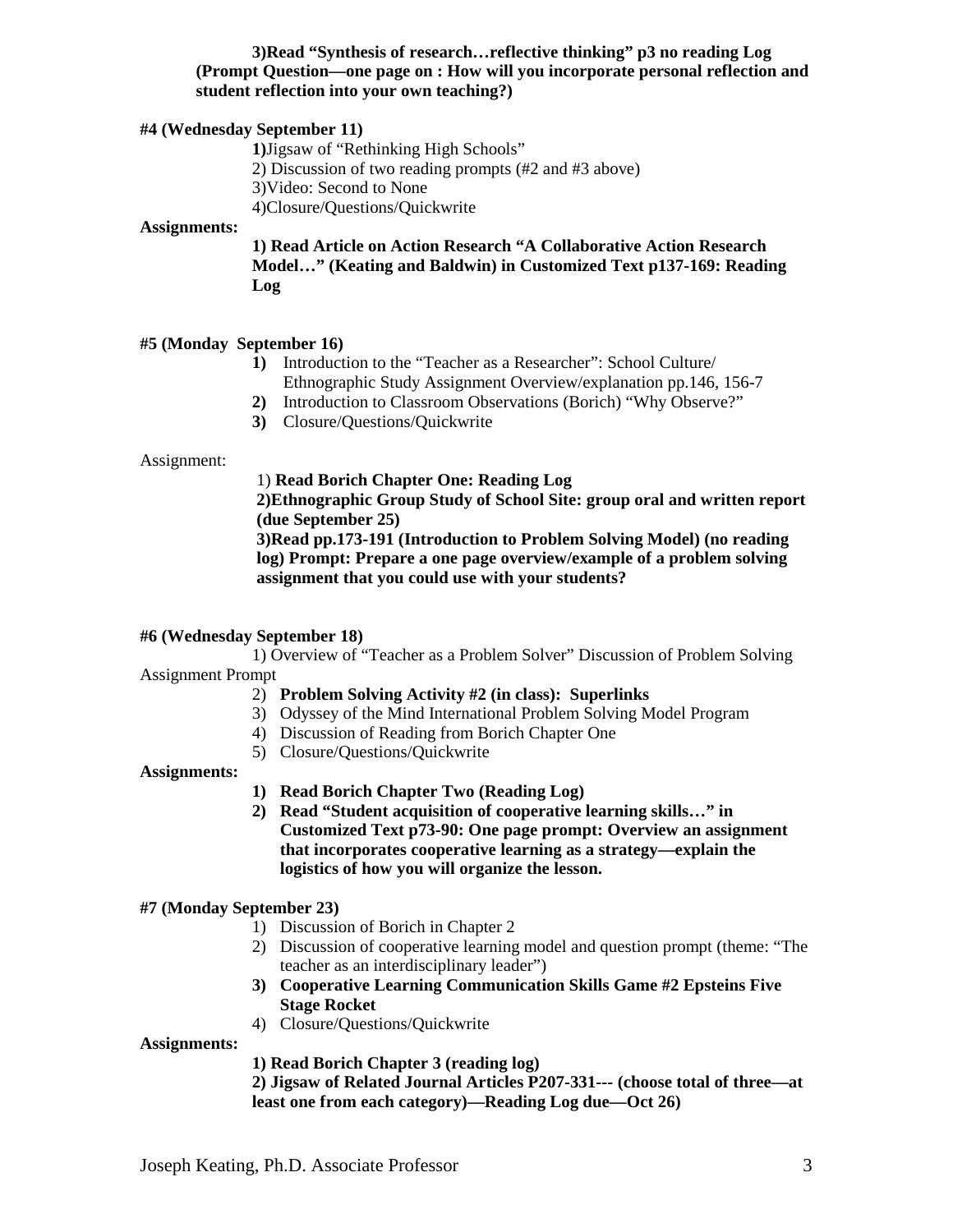**3)Read "Synthesis of research…reflective thinking" p3 no reading Log (Prompt Question—one page on : How will you incorporate personal reflection and student reflection into your own teaching?)**

**#4 (Wednesday September 11)**

**1)**Jigsaw of "Rethinking High Schools"
2) Discussion of two reading prompts (#2 and #3 above)
3)Video: Second to None
4)Closure/Questions/Quickwrite

**Assignments:**

**1) Read Article on Action Research "A Collaborative Action Research Model…" (Keating and Baldwin) in Customized Text p137-169: Reading Log**

**#5 (Monday September 16)**

1) Introduction to the "Teacher as a Researcher": School Culture/ Ethnographic Study Assignment Overview/explanation pp.146, 156-7
2) Introduction to Classroom Observations (Borich) "Why Observe?"
3) Closure/Questions/Quickwrite

Assignment:

1) **Read Borich Chapter One: Reading Log**
**2)Ethnographic Group Study of School Site: group oral and written report (due September 25)**
**3)Read pp.173-191 (Introduction to Problem Solving Model) (no reading log) Prompt: Prepare a one page overview/example of a problem solving assignment that you could use with your students?**

**#6 (Wednesday September 18)**

1) Overview of "Teacher as a Problem Solver" Discussion of Problem Solving Assignment Prompt
2) **Problem Solving Activity #2 (in class): Superlinks**
3) Odyssey of the Mind International Problem Solving Model Program
4) Discussion of Reading from Borich Chapter One
5) Closure/Questions/Quickwrite

**Assignments:**

1) **Read Borich Chapter Two (Reading Log)**
2) **Read "Student acquisition of cooperative learning skills…" in Customized Text p73-90: One page prompt: Overview an assignment that incorporates cooperative learning as a strategy—explain the logistics of how you will organize the lesson.**

**#7 (Monday September 23)**

1) Discussion of Borich in Chapter 2
2) Discussion of cooperative learning model and question prompt (theme: "The teacher as an interdisciplinary leader")
3) **Cooperative Learning Communication Skills Game #2 Epsteins Five Stage Rocket**
4) Closure/Questions/Quickwrite

**Assignments:**

**1) Read Borich Chapter 3 (reading log)**
**2) Jigsaw of Related Journal Articles P207-331--- (choose total of three—at least one from each category)—Reading Log due—Oct 26)**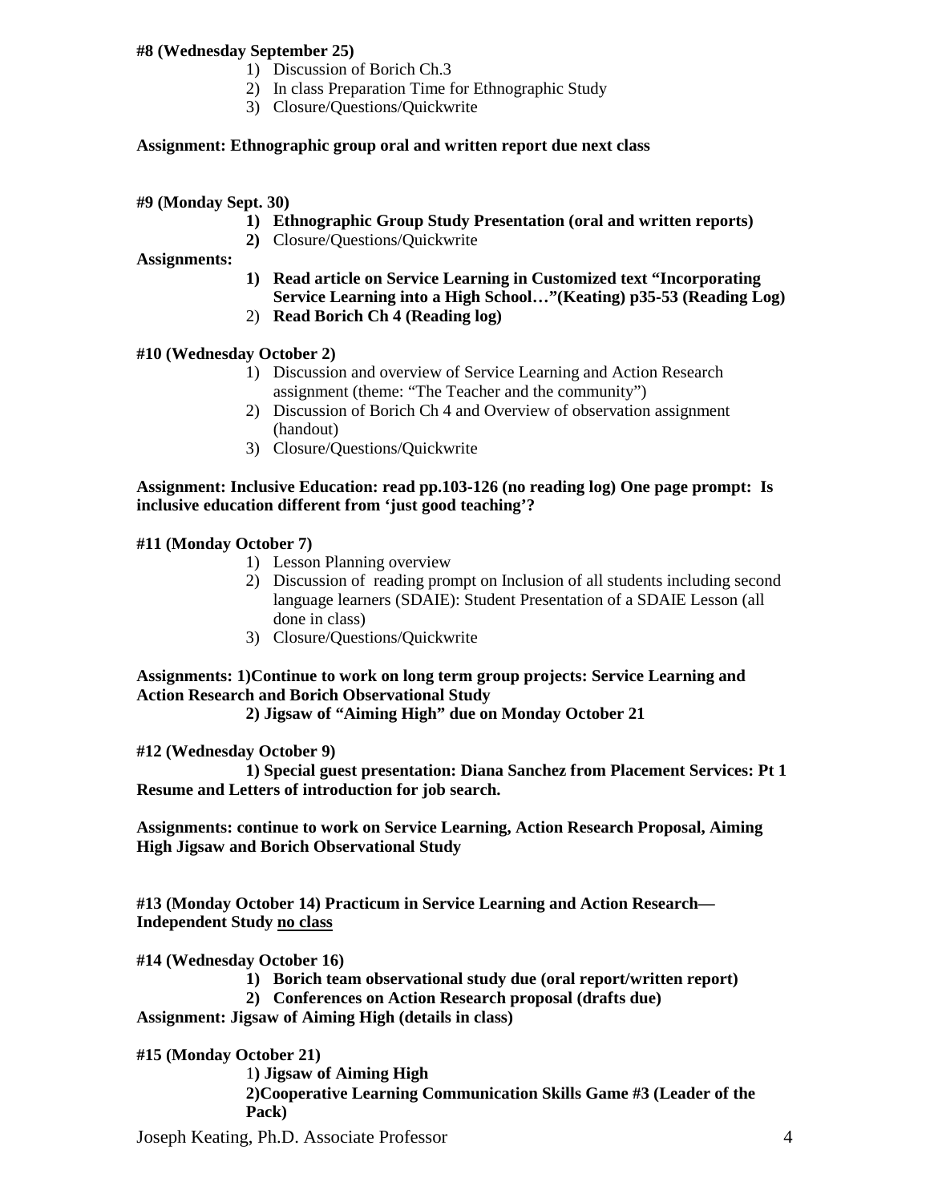**#8 (Wednesday September 25)**

1) Discussion of Borich Ch.3
2) In class Preparation Time for Ethnographic Study
3) Closure/Questions/Quickwrite

**Assignment: Ethnographic group oral and written report due next class**

**#9 (Monday Sept. 30)**

1) **Ethnographic Group Study Presentation (oral and written reports)**
2) Closure/Questions/Quickwrite

**Assignments:**

1) **Read article on Service Learning in Customized text "Incorporating Service Learning into a High School…"(Keating) p35-53 (Reading Log)**
2) **Read Borich Ch 4 (Reading log)**

**#10 (Wednesday October 2)**

1) Discussion and overview of Service Learning and Action Research assignment (theme: "The Teacher and the community")
2) Discussion of Borich Ch 4 and Overview of observation assignment (handout)
3) Closure/Questions/Quickwrite

**Assignment: Inclusive Education: read pp.103-126 (no reading log) One page prompt: Is inclusive education different from 'just good teaching'?**

**#11 (Monday October 7)**

1) Lesson Planning overview
2) Discussion of reading prompt on Inclusion of all students including second language learners (SDAIE): Student Presentation of a SDAIE Lesson (all done in class)
3) Closure/Questions/Quickwrite

**Assignments: 1)Continue to work on long term group projects: Service Learning and Action Research and Borich Observational Study**

**2) Jigsaw of "Aiming High" due on Monday October 21**

**#12 (Wednesday October 9)**

**1) Special guest presentation: Diana Sanchez from Placement Services: Pt 1 Resume and Letters of introduction for job search.**

**Assignments: continue to work on Service Learning, Action Research Proposal, Aiming High Jigsaw and Borich Observational Study**

**#13 (Monday October 14) Practicum in Service Learning and Action Research—Independent Study <u>no class</u>**

**#14 (Wednesday October 16)**

1) **Borich team observational study due (oral report/written report)**
2) **Conferences on Action Research proposal (drafts due)**

**Assignment: Jigsaw of Aiming High (details in class)**

**#15 (Monday October 21)**

1) **Jigsaw of Aiming High**
2) **Cooperative Learning Communication Skills Game #3 (Leader of the Pack)**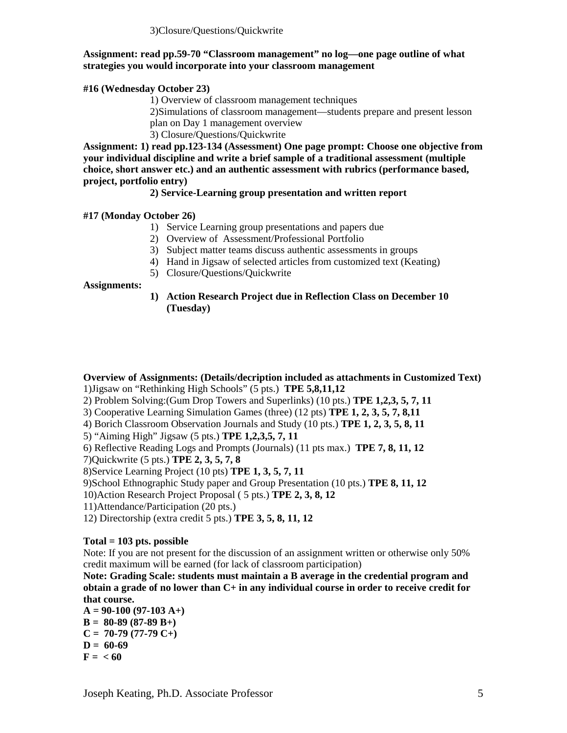3)Closure/Questions/Quickwrite

**Assignment: read pp.59-70 "Classroom management" no log—one page outline of what strategies you would incorporate into your classroom management**

**#16 (Wednesday October 23)**

1) Overview of classroom management techniques
2)Simulations of classroom management—students prepare and present lesson plan on Day 1 management overview
3) Closure/Questions/Quickwrite

**Assignment: 1) read pp.123-134 (Assessment) One page prompt: Choose one objective from your individual discipline and write a brief sample of a traditional assessment (multiple choice, short answer etc.) and an authentic assessment with rubrics (performance based, project, portfolio entry)**

**2) Service-Learning group presentation and written report**

**#17 (Monday October 26)**

1) Service Learning group presentations and papers due
2) Overview of Assessment/Professional Portfolio
3) Subject matter teams discuss authentic assessments in groups
4) Hand in Jigsaw of selected articles from customized text (Keating)
5) Closure/Questions/Quickwrite

**Assignments:**

1) **Action Research Project due in Reflection Class on December 10 (Tuesday)**

**Overview of Assignments: (Details/decription included as attachments in Customized Text)**

1)Jigsaw on "Rethinking High Schools" (5 pts.) **TPE 5,8,11,12**
2) Problem Solving:(Gum Drop Towers and Superlinks) (10 pts.) **TPE 1,2,3, 5, 7, 11**
3) Cooperative Learning Simulation Games (three) (12 pts) **TPE 1, 2, 3, 5, 7, 8,11**
4) Borich Classroom Observation Journals and Study (10 pts.) **TPE 1, 2, 3, 5, 8, 11**
5) "Aiming High" Jigsaw (5 pts.) **TPE 1,2,3,5, 7, 11**
6) Reflective Reading Logs and Prompts (Journals) (11 pts max.) **TPE 7, 8, 11, 12**
7)Quickwrite (5 pts.) **TPE 2, 3, 5, 7, 8**
8)Service Learning Project (10 pts) **TPE 1, 3, 5, 7, 11**
9)School Ethnographic Study paper and Group Presentation (10 pts.) **TPE 8, 11, 12**
10)Action Research Project Proposal ( 5 pts.) **TPE 2, 3, 8, 12**
11)Attendance/Participation (20 pts.)
12) Directorship (extra credit 5 pts.) **TPE 3, 5, 8, 11, 12**

**Total = 103 pts. possible**

Note: If you are not present for the discussion of an assignment written or otherwise only 50% credit maximum will be earned (for lack of classroom participation)

**Note: Grading Scale: students must maintain a B average in the credential program and obtain a grade of no lower than C+ in any individual course in order to receive credit for that course.**

**A = 90-100 (97-103 A+)**
**B = 80-89 (87-89 B+)**
**C = 70-79 (77-79 C+)**
**D = 60-69**
**F = < 60**